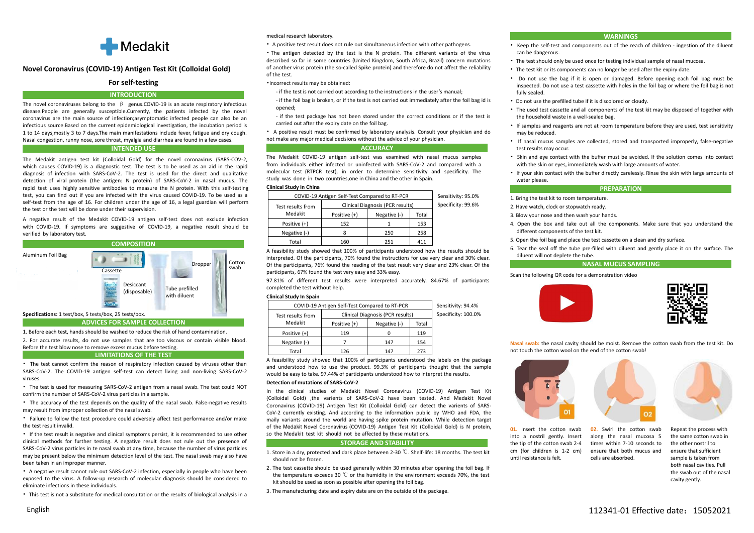# Medakit

## Novel Coronavirus (COVID-19) Antigen Test Kit (Colloidal Gold)

### For self-testing

## INTRODUCTION

The novel coronaviruses belong to the β genus.COVID-19 is an acute respiratory infectious disease.People are generally susceptible.Currently, the patients infected by the novel coronavirus are the main source of infection;asymptomatic infected people can also be an infectious source.Based on the current epidemiological investigation, the incubation period is 1 to 14 days,mostly 3 to 7 days.The main manifestations include fever, fatigue and dry cough. Nasal congestion, runny nose, sore throat, myalgia and diarrhea are found in a few cases.

## INTENDED USE

The Medakit antigen test kit (Colloidal Gold) for the novel coronavirus (SARS-COV-2, which causes COVID-19) is a diagnostic test. The test is to be used as an aid in the rapid diagnosis of infection with SARS-CoV-2. The test is used for the direct and qualitative detection of viral protein (the antigen: N protein) of SARS-CoV-2 in nasal mucus. The rapid test uses highly sensitive antibodies to measure the N protein. With this self-testing test, you can find out if you are infected with the virus caused COVID-19. To be used as a self-test from the age of 16. For children under the age of 16, a legal guardian will perform the test or the test will be done under their supervision.

A negative result of the Medakit COVID-19 antigen self-test does not exclude infection with COVID-19. If symptoms are suggestive of COVID-19, a negative result should be verified by laboratory test.

## COMPOSITION

Aluminum Foil Bag

Cassette

Desiccant (disposable)

Tube prefilled with diluent

Dropper

Cotton swab

**Specifications:** 1 test/box, 5 tests/box, 25 tests/box.

## ADVICES FOR SAMPLE COLLECTION

1. Before each test, hands should be washed to reduce the risk of hand contamination.
2. For accurate results, do not use samples that are too viscous or contain visible blood. Before the test blow nose to remove excess mucus before testing.

## LIMITATIONS OF THE TEST

- The test cannot confirm the reason of respiratory infection caused by viruses other than SARS-CoV-2. The COVID-19 antigen self-test can detect living and non-living SARS-CoV-2 viruses.
- The test is used for measuring SARS-CoV-2 antigen from a nasal swab. The test could NOT confirm the number of SARS-CoV-2 virus particles in a sample.
- The accuracy of the test depends on the quality of the nasal swab. False-negative results may result from improper collection of the nasal swab.
- Failure to follow the test procedure could adversely affect test performance and/or make the test result invalid.
- If the test result is negative and clinical symptoms persist, it is recommended to use other clinical methods for further testing. A negative result does not rule out the presence of SARS-CoV-2 virus particles in te nasal swab at any time, because the number of virus particles may be present below the minimum detection level of the test. The nasal swab may also have been taken in an improper manner.
- A negative result cannot rule out SARS-CoV-2 infection, especially in people who have been exposed to the virus. A follow-up research of molecular diagnosis should be considered to eliminate infections in these individuals.
- This test is not a substitute for medical consultation or the results of biological analysis in a medical research laboratory.
- A positive test result does not rule out simultaneous infection with other pathogens.
- The antigen detected by the test is the N protein. The different variants of the virus described so far in some countries (United Kingdom, South Africa, Brazil) concern mutations of another virus protein (the so-called Spike protein) and therefore do not affect the reliability of the test.
- Incorrect results may be obtained:
  - if the test is not carried out according to the instructions in the user's manual;
  - if the foil bag is broken, or if the test is not carried out immediately after the foil bag id is opened;
  - if the test package has not been stored under the correct conditions or if the test is carried out after the expiry date on the foil bag.
- A positive result must be confirmed by laboratory analysis. Consult your physician and do not make any major medical decisions without the advice of your physician.

## ACCURACY

The Medakit COVID-19 antigen self-test was examined with nasal mucus samples from individuals either infected or uninfected with SARS-CoV-2 and compared with a molecular test (RTPCR test), in order to determine sensitivity and specificity. The study was done in two countries,one in China and the other in Spain.

**Clinical Study In China**

| COVID-19 Antigen Self-Test Compared to RT-PCR | | | | Sensitivity: 95.0% |
|---|---|---|---|---|
| Test results from Medakit | Clinical Diagnosis (PCR results) | | | Specificity: 99.6% |
| | Positive (+) | Negative (-) | Total | |
| Positive (+) | 152 | 1 | 153 | |
| Negative (-) | 8 | 250 | 258 | |
| Total | 160 | 251 | 411 | |

A feasibility study showed that 100% of participants understood how the results should be interpreted. Of the participants, 70% found the instructions for use very clear and 30% clear. Of the participants, 76% found the reading of the test result very clear and 23% clear. Of the participants, 67% found the test very easy and 33% easy.

97.81% of different test results were interpreted accurately. 84.67% of participants completed the test without help.

**Clinical Study In Spain**

| COVID-19 Antigen Self-Test Compared to RT-PCR | | | | Sensitivity: 94.4% |
|---|---|---|---|---|
| Test results from Medakit | Clinical Diagnosis (PCR results) | | | Specificity: 100.0% |
| | Positive (+) | Negative (-) | Total | |
| Positive (+) | 119 | 0 | 119 | |
| Negative (-) | 7 | 147 | 154 | |
| Total | 126 | 147 | 273 | |

A feasibility study showed that 100% of participants understood the labels on the package and understood how to use the product. 99.3% of participants thought that the sample would be easy to take. 97.44% of participants understood how to interpret the results.

**Detection of mutations of SARS-CoV-2**

In the clinical studies of Medakit Novel Coronavirus (COVID-19) Antigen Test Kit (Colloidal Gold) ,the varients of SARS-CoV-2 have been tested. And Medakit Novel Coronavirus (COVID-19) Antigen Test Kit (Colloidal Gold) can detect the varients of SARS-CoV-2 currently existing. And according to the information public by WHO and FDA, the maily variants around the world are having spike protein mutation. While detection target of the Medakit Novel Coronavirus (COVID-19) Antigen Test Kit (Colloidal Gold) is N protein, so the Medakit test kit should not be affected by these mutations.

## STORAGE AND STABILITY

1. Store in a dry, protected and dark place between 2-30 ℃. Shelf-life: 18 months. The test kit should not be frozen.
2. The test cassette should be used generally within 30 minutes after opening the foil bag. If the temperature exceeds 30 ℃ or the humidity in the environment exceeds 70%, the test kit should be used as soon as possible after opening the foil bag.
3. The manufacturing date and expiry date are on the outside of the package.

## WARNINGS

- Keep the self-test and components out of the reach of children - ingestion of the diluent can be dangerous.
- The test should only be used once for testing individual sample of nasal mucosa.
- The test kit or its components can no longer be used after the expiry date.
- Do not use the bag if it is open or damaged. Before opening each foil bag must be inspected. Do not use a test cassette with holes in the foil bag or where the foil bag is not fully sealed.
- Do not use the prefilled tube if it is discolored or cloudy.
- The used test cassette and all components of the test kit may be disposed of together with the household waste in a well-sealed bag.
- If samples and reagents are not at room temperature before they are used, test sensitivity may be reduced.
- If nasal mucus samples are collected, stored and transported improperly, false-negative test results may occur.
- Skin and eye contact with the buffer must be avoided. If the solution comes into contact with the skin or eyes, immediately wash with large amounts of water.
- If your skin contact with the buffer directly carelessly. Rinse the skin with large amounts of water please.

## PREPARATION

1. Bring the test kit to room temperature.
2. Have watch, clock or stopwatch ready.
3. Blow your nose and then wash your hands.
4. Open the box and take out all the components. Make sure that you understand the different components of the test kit.
5. Open the foil bag and place the test cassette on a clean and dry surface.
6. Tear the seal off the tube pre-filled with diluent and gently place it on the surface. The diluent will not deplete the tube.

## NASAL MUCUS SAMPLING

Scan the following QR code for a demonstration video

**Nasal swab:** the nasal cavity should be moist. Remove the cotton swab from the test kit. Do not touch the cotton wool on the end of the cotton swab!

**01.** Insert the cotton swab into a nostril gently. Insert the tip of the cotton swab 2-4 cm (for children is 1-2 cm) until resistance is felt.

**02.** Swirl the cotton swab along the nasal mucosa 5 times within 7-10 seconds to ensure that both mucus and cells are absorbed.

Repeat the process with the same cotton swab in the other nostril to ensure that sufficient sample is taken from both nasal cavities. Pull the swab out of the nasal cavity gently.

English

112341-01 Effective date：15052021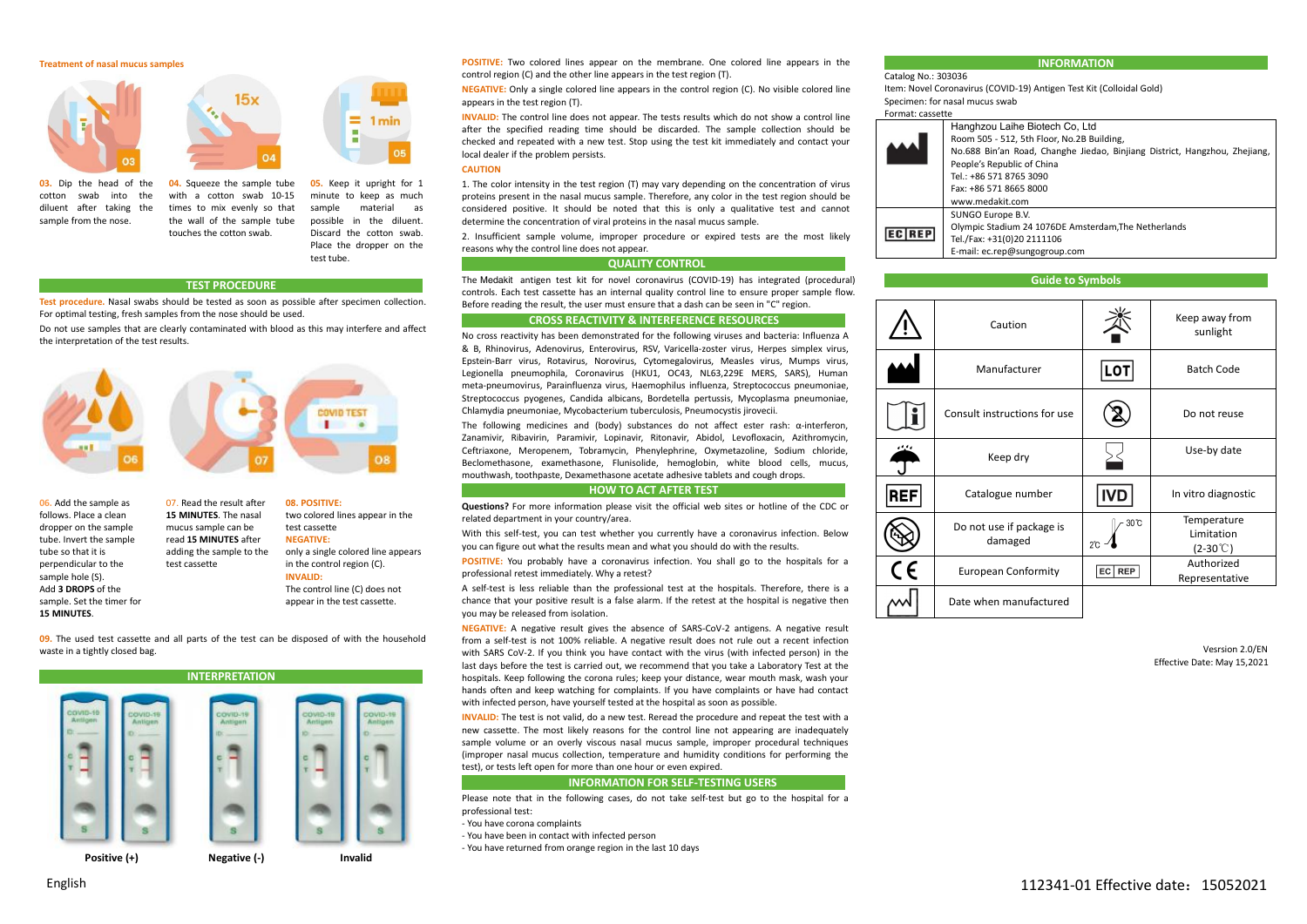**Treatment of nasal mucus samples**

**03.** Dip the head of the cotton swab into the diluent after taking the sample from the nose.

**04.** Squeeze the sample tube with a cotton swab 10-15 times to mix evenly so that the wall of the sample tube touches the cotton swab.

**05.** Keep it upright for 1 minute to keep as much sample material as possible in the diluent. Discard the cotton swab. Place the dropper on the test tube.

## TEST PROCEDURE

**Test procedure.** Nasal swabs should be tested as soon as possible after specimen collection. For optimal testing, fresh samples from the nose should be used.

Do not use samples that are clearly contaminated with blood as this may interfere and affect the interpretation of the test results.

06. Add the sample as follows. Place a clean dropper on the sample tube. Invert the sample tube so that it is perpendicular to the sample hole (S). Add **3 DROPS** of the sample. Set the timer for **15 MINUTES**.

07. Read the result after **15 MINUTES**. The nasal mucus sample can be read **15 MINUTES** after adding the sample to the test cassette

**08. POSITIVE:**
two colored lines appear in the test cassette
**NEGATIVE:**
only a single colored line appears in the control region (C).
**INVALID:**
The control line (C) does not appear in the test cassette.

**09.** The used test cassette and all parts of the test can be disposed of with the household waste in a tightly closed bag.

## INTERPRETATION

**Positive (+)** **Negative (-)** **Invalid**

**POSITIVE:** Two colored lines appear on the membrane. One colored line appears in the control region (C) and the other line appears in the test region (T).

**NEGATIVE:** Only a single colored line appears in the control region (C). No visible colored line appears in the test region (T).

**INVALID:** The control line does not appear. The tests results which do not show a control line after the specified reading time should be discarded. The sample collection should be checked and repeated with a new test. Stop using the test kit immediately and contact your local dealer if the problem persists.

**CAUTION**

1. The color intensity in the test region (T) may vary depending on the concentration of virus proteins present in the nasal mucus sample. Therefore, any color in the test region should be considered positive. It should be noted that this is only a qualitative test and cannot determine the concentration of viral proteins in the nasal mucus sample.

2. Insufficient sample volume, improper procedure or expired tests are the most likely reasons why the control line does not appear.

## QUALITY CONTROL

The Medakit antigen test kit for novel coronavirus (COVID-19) has integrated (procedural) controls. Each test cassette has an internal quality control line to ensure proper sample flow. Before reading the result, the user must ensure that a dash can be seen in "C" region.

## CROSS REACTIVITY & INTERFERENCE RESOURCES

No cross reactivity has been demonstrated for the following viruses and bacteria: Influenza A & B, Rhinovirus, Adenovirus, Enterovirus, RSV, Varicella-zoster virus, Herpes simplex virus, Epstein-Barr virus, Rotavirus, Norovirus, Cytomegalovirus, Measles virus, Mumps virus, Legionella pneumophila, Coronavirus (HKU1, OC43, NL63,229E MERS, SARS), Human meta-pneumovirus, Parainfluenza virus, Haemophilus influenza, Streptococcus pneumoniae, Streptococcus pyogenes, Candida albicans, Bordetella pertussis, Mycoplasma pneumoniae, Chlamydia pneumoniae, Mycobacterium tuberculosis, Pneumocystis jirovecii.

The following medicines and (body) substances do not affect ester rash: α-interferon, Zanamivir, Ribavirin, Paramivir, Lopinavir, Ritonavir, Abidol, Levofloxacin, Azithromycin, Ceftriaxone, Meropenem, Tobramycin, Phenylephrine, Oxymetazoline, Sodium chloride, Beclomethasone, examethasone, Flunisolide, hemoglobin, white blood cells, mucus, mouthwash, toothpaste, Dexamethasone acetate adhesive tablets and cough drops.

## HOW TO ACT AFTER TEST

**Questions?** For more information please visit the official web sites or hotline of the CDC or related department in your country/area.

With this self-test, you can test whether you currently have a coronavirus infection. Below you can figure out what the results mean and what you should do with the results.

**POSITIVE:** You probably have a coronavirus infection. You shall go to the hospitals for a professional retest immediately. Why a retest?

A self-test is less reliable than the professional test at the hospitals. Therefore, there is a chance that your positive result is a false alarm. If the retest at the hospital is negative then you may be released from isolation.

**NEGATIVE:** A negative result gives the absence of SARS-CoV-2 antigens. A negative result from a self-test is not 100% reliable. A negative result does not rule out a recent infection with SARS CoV-2. If you think you have contact with the virus (with infected person) in the last days before the test is carried out, we recommend that you take a Laboratory Test at the hospitals. Keep following the corona rules; keep your distance, wear mouth mask, wash your hands often and keep watching for complaints. If you have complaints or have had contact with infected person, have yourself tested at the hospital as soon as possible.

**INVALID:** The test is not valid, do a new test. Reread the procedure and repeat the test with a new cassette. The most likely reasons for the control line not appearing are inadequately sample volume or an overly viscous nasal mucus sample, improper procedural techniques (improper nasal mucus collection, temperature and humidity conditions for performing the test), or tests left open for more than one hour or even expired.

## INFORMATION FOR SELF-TESTING USERS

Please note that in the following cases, do not take self-test but go to the hospital for a professional test:

- You have corona complaints
- You have been in contact with infected person
- You have returned from orange region in the last 10 days

## INFORMATION

Catalog No.: 303036
Item: Novel Coronavirus (COVID-19) Antigen Test Kit (Colloidal Gold)
Specimen: for nasal mucus swab
Format: cassette

| | |
|---|---|
| Manufacturer | Hanghzou Laihe Biotech Co, Ltd<br>Room 505 - 512, 5th Floor, No.2B Building,<br>No.688 Bin'an Road, Changhe Jiedao, Binjiang District, Hangzhou, Zhejiang, People's Republic of China<br>Tel.: +86 571 8765 3090<br>Fax: +86 571 8665 8000<br>www.medakit.com |
| EC REP | SUNGO Europe B.V.<br>Olympic Stadium 24 1076DE Amsterdam,The Netherlands<br>Tel./Fax: +31(0)20 2111106<br>E-mail: ec.rep@sungogroup.com |

## Guide to Symbols

| Symbol | Meaning | Symbol | Meaning |
|---|---|---|---|
| ⚠ | Caution | | Keep away from sunlight |
| | Manufacturer | LOT | Batch Code |
| | Consult instructions for use | ② | Do not reuse |
| | Keep dry | | Use-by date |
| REF | Catalogue number | IVD | In vitro diagnostic |
| | Do not use if package is damaged | 2℃ – 30℃ | Temperature Limitation (2-30℃) |
| CE | European Conformity | EC REP | Authorized Representative |
| | Date when manufactured | | |

Version 2.0/EN
Effective Date: May 15,2021

English

112341-01 Effective date：15052021